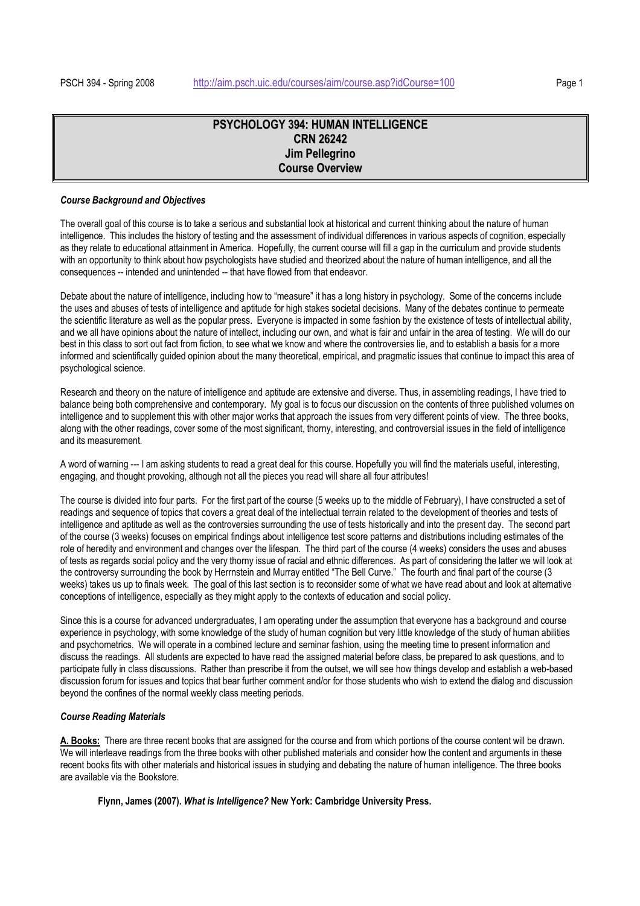# PSYCHOLOGY 394: HUMAN INTELLIGENCE
## CRN 26242
## Jim Pellegrino
## Course Overview

***Course Background and Objectives***

The overall goal of this course is to take a serious and substantial look at historical and current thinking about the nature of human intelligence. This includes the history of testing and the assessment of individual differences in various aspects of cognition, especially as they relate to educational attainment in America. Hopefully, the current course will fill a gap in the curriculum and provide students with an opportunity to think about how psychologists have studied and theorized about the nature of human intelligence, and all the consequences -- intended and unintended -- that have flowed from that endeavor.

Debate about the nature of intelligence, including how to "measure" it has a long history in psychology. Some of the concerns include the uses and abuses of tests of intelligence and aptitude for high stakes societal decisions. Many of the debates continue to permeate the scientific literature as well as the popular press. Everyone is impacted in some fashion by the existence of tests of intellectual ability, and we all have opinions about the nature of intellect, including our own, and what is fair and unfair in the area of testing. We will do our best in this class to sort out fact from fiction, to see what we know and where the controversies lie, and to establish a basis for a more informed and scientifically guided opinion about the many theoretical, empirical, and pragmatic issues that continue to impact this area of psychological science.

Research and theory on the nature of intelligence and aptitude are extensive and diverse. Thus, in assembling readings, I have tried to balance being both comprehensive and contemporary. My goal is to focus our discussion on the contents of three published volumes on intelligence and to supplement this with other major works that approach the issues from very different points of view. The three books, along with the other readings, cover some of the most significant, thorny, interesting, and controversial issues in the field of intelligence and its measurement.

A word of warning --- I am asking students to read a great deal for this course. Hopefully you will find the materials useful, interesting, engaging, and thought provoking, although not all the pieces you read will share all four attributes!

The course is divided into four parts. For the first part of the course (5 weeks up to the middle of February), I have constructed a set of readings and sequence of topics that covers a great deal of the intellectual terrain related to the development of theories and tests of intelligence and aptitude as well as the controversies surrounding the use of tests historically and into the present day. The second part of the course (3 weeks) focuses on empirical findings about intelligence test score patterns and distributions including estimates of the role of heredity and environment and changes over the lifespan. The third part of the course (4 weeks) considers the uses and abuses of tests as regards social policy and the very thorny issue of racial and ethnic differences. As part of considering the latter we will look at the controversy surrounding the book by Herrnstein and Murray entitled "The Bell Curve." The fourth and final part of the course (3 weeks) takes us up to finals week. The goal of this last section is to reconsider some of what we have read about and look at alternative conceptions of intelligence, especially as they might apply to the contexts of education and social policy.

Since this is a course for advanced undergraduates, I am operating under the assumption that everyone has a background and course experience in psychology, with some knowledge of the study of human cognition but very little knowledge of the study of human abilities and psychometrics. We will operate in a combined lecture and seminar fashion, using the meeting time to present information and discuss the readings. All students are expected to have read the assigned material before class, be prepared to ask questions, and to participate fully in class discussions. Rather than prescribe it from the outset, we will see how things develop and establish a web-based discussion forum for issues and topics that bear further comment and/or for those students who wish to extend the dialog and discussion beyond the confines of the normal weekly class meeting periods.

***Course Reading Materials***

**A. Books:** There are three recent books that are assigned for the course and from which portions of the course content will be drawn. We will interleave readings from the three books with other published materials and consider how the content and arguments in these recent books fits with other materials and historical issues in studying and debating the nature of human intelligence. The three books are available via the Bookstore.

**Flynn, James (2007). *What is Intelligence?* New York: Cambridge University Press.**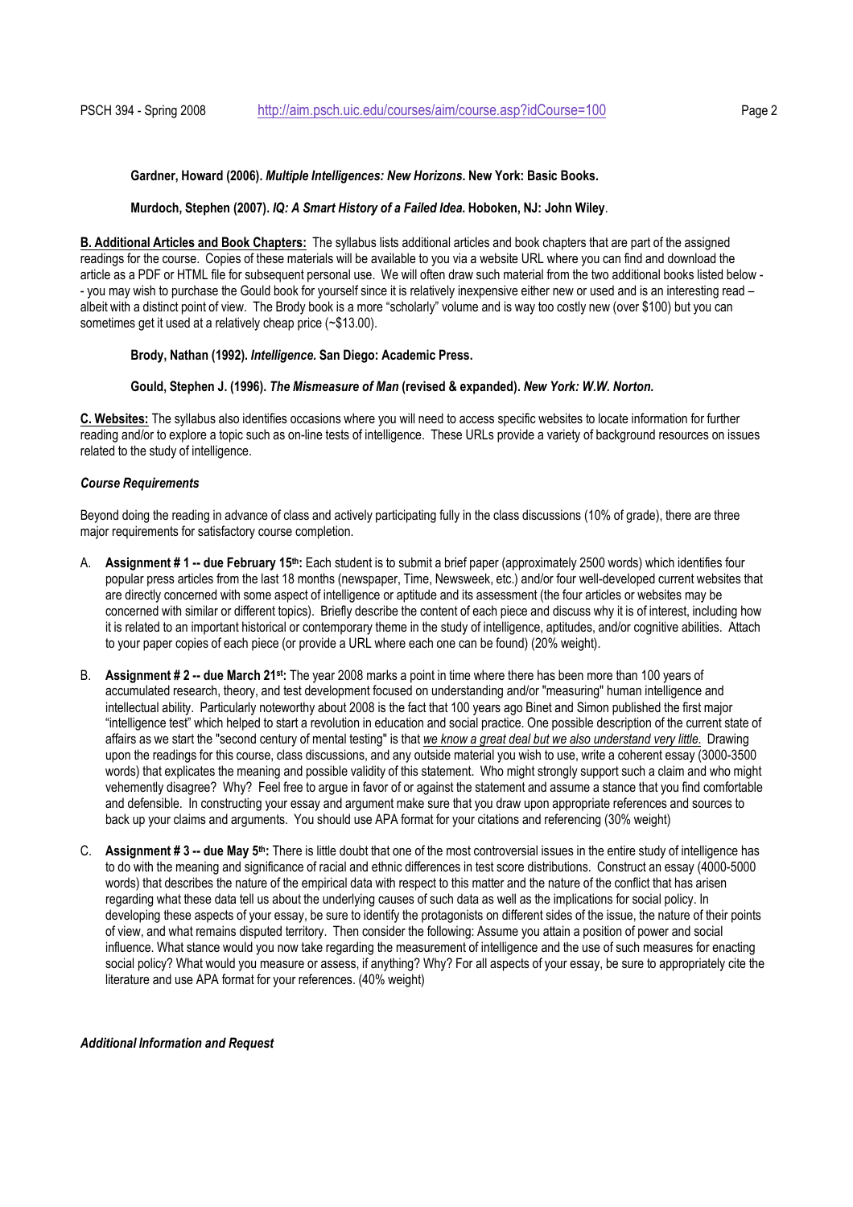**Gardner, Howard (2006). *Multiple Intelligences: New Horizons*. New York: Basic Books.**

**Murdoch, Stephen (2007). *IQ: A Smart History of a Failed Idea.* Hoboken, NJ: John Wiley**.

**B. Additional Articles and Book Chapters:** The syllabus lists additional articles and book chapters that are part of the assigned readings for the course. Copies of these materials will be available to you via a website URL where you can find and download the article as a PDF or HTML file for subsequent personal use. We will often draw such material from the two additional books listed below -- you may wish to purchase the Gould book for yourself since it is relatively inexpensive either new or used and is an interesting read – albeit with a distinct point of view. The Brody book is a more "scholarly" volume and is way too costly new (over $100) but you can sometimes get it used at a relatively cheap price (~$13.00).

**Brody, Nathan (1992). *Intelligence.* San Diego: Academic Press.**

**Gould, Stephen J. (1996). *The Mismeasure of Man* (revised & expanded). *New York: W.W. Norton.***

**C. Websites:** The syllabus also identifies occasions where you will need to access specific websites to locate information for further reading and/or to explore a topic such as on-line tests of intelligence. These URLs provide a variety of background resources on issues related to the study of intelligence.

***Course Requirements***

Beyond doing the reading in advance of class and actively participating fully in the class discussions (10% of grade), there are three major requirements for satisfactory course completion.

A. **Assignment # 1 -- due February 15th:** Each student is to submit a brief paper (approximately 2500 words) which identifies four popular press articles from the last 18 months (newspaper, Time, Newsweek, etc.) and/or four well-developed current websites that are directly concerned with some aspect of intelligence or aptitude and its assessment (the four articles or websites may be concerned with similar or different topics). Briefly describe the content of each piece and discuss why it is of interest, including how it is related to an important historical or contemporary theme in the study of intelligence, aptitudes, and/or cognitive abilities. Attach to your paper copies of each piece (or provide a URL where each one can be found) (20% weight).

B. **Assignment # 2 -- due March 21st:** The year 2008 marks a point in time where there has been more than 100 years of accumulated research, theory, and test development focused on understanding and/or "measuring" human intelligence and intellectual ability. Particularly noteworthy about 2008 is the fact that 100 years ago Binet and Simon published the first major "intelligence test" which helped to start a revolution in education and social practice. One possible description of the current state of affairs as we start the "second century of mental testing" is that *we know a great deal but we also understand very little.* Drawing upon the readings for this course, class discussions, and any outside material you wish to use, write a coherent essay (3000-3500 words) that explicates the meaning and possible validity of this statement. Who might strongly support such a claim and who might vehemently disagree? Why? Feel free to argue in favor of or against the statement and assume a stance that you find comfortable and defensible. In constructing your essay and argument make sure that you draw upon appropriate references and sources to back up your claims and arguments. You should use APA format for your citations and referencing (30% weight)

C. **Assignment # 3 -- due May 5th:** There is little doubt that one of the most controversial issues in the entire study of intelligence has to do with the meaning and significance of racial and ethnic differences in test score distributions. Construct an essay (4000-5000 words) that describes the nature of the empirical data with respect to this matter and the nature of the conflict that has arisen regarding what these data tell us about the underlying causes of such data as well as the implications for social policy. In developing these aspects of your essay, be sure to identify the protagonists on different sides of the issue, the nature of their points of view, and what remains disputed territory. Then consider the following: Assume you attain a position of power and social influence. What stance would you now take regarding the measurement of intelligence and the use of such measures for enacting social policy? What would you measure or assess, if anything? Why? For all aspects of your essay, be sure to appropriately cite the literature and use APA format for your references. (40% weight)

***Additional Information and Request***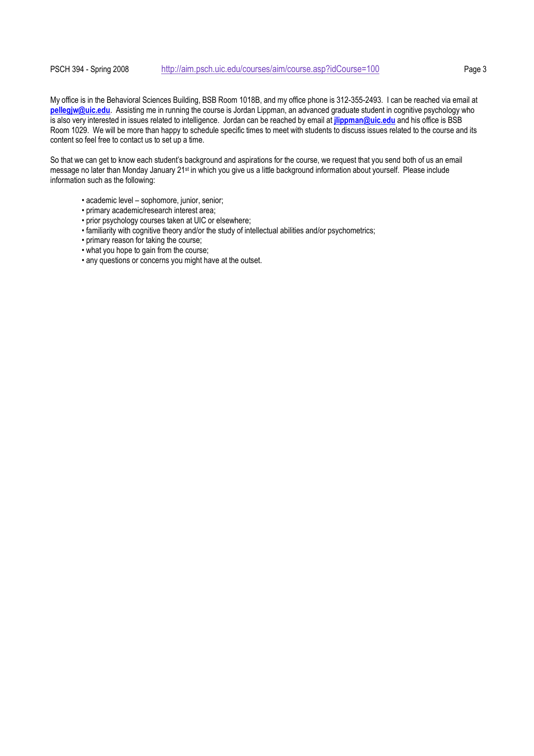My office is in the Behavioral Sciences Building, BSB Room 1018B, and my office phone is 312-355-2493. I can be reached via email at **pellegjw@uic.edu**. Assisting me in running the course is Jordan Lippman, an advanced graduate student in cognitive psychology who is also very interested in issues related to intelligence. Jordan can be reached by email at **jlippman@uic.edu** and his office is BSB Room 1029. We will be more than happy to schedule specific times to meet with students to discuss issues related to the course and its content so feel free to contact us to set up a time.

So that we can get to know each student's background and aspirations for the course, we request that you send both of us an email message no later than Monday January 21st in which you give us a little background information about yourself. Please include information such as the following:

- academic level – sophomore, junior, senior;
- primary academic/research interest area;
- prior psychology courses taken at UIC or elsewhere;
- familiarity with cognitive theory and/or the study of intellectual abilities and/or psychometrics;
- primary reason for taking the course;
- what you hope to gain from the course;
- any questions or concerns you might have at the outset.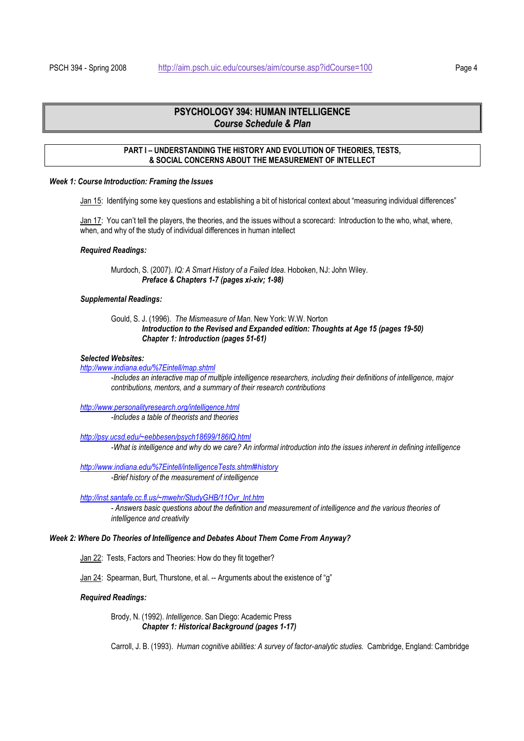# PSYCHOLOGY 394: HUMAN INTELLIGENCE
## *Course Schedule & Plan*

### PART I – UNDERSTANDING THE HISTORY AND EVOLUTION OF THEORIES, TESTS, & SOCIAL CONCERNS ABOUT THE MEASUREMENT OF INTELLECT

***Week 1: Course Introduction: Framing the Issues***

Jan 15: Identifying some key questions and establishing a bit of historical context about "measuring individual differences"

Jan 17: You can't tell the players, the theories, and the issues without a scorecard: Introduction to the who, what, where, when, and why of the study of individual differences in human intellect

***Required Readings:***

Murdoch, S. (2007). *IQ: A Smart History of a Failed Idea*. Hoboken, NJ: John Wiley.
***Preface & Chapters 1-7 (pages xi-xiv; 1-98)***

***Supplemental Readings:***

Gould, S. J. (1996). *The Mismeasure of Man*. New York: W.W. Norton
***Introduction to the Revised and Expanded edition: Thoughts at Age 15 (pages 19-50)***
***Chapter 1: Introduction (pages 51-61)***

***Selected Websites:***

http://www.indiana.edu/%7Eintell/map.shtml
*-Includes an interactive map of multiple intelligence researchers, including their definitions of intelligence, major contributions, mentors, and a summary of their research contributions*

http://www.personalityresearch.org/intelligence.html
*-Includes a table of theorists and theories*

http://psy.ucsd.edu/~eebbesen/psych18699/186IQ.html
*-What is intelligence and why do we care? An informal introduction into the issues inherent in defining intelligence*

http://www.indiana.edu/%7Eintell/intelligenceTests.shtml#history
*-Brief history of the measurement of intelligence*

http://inst.santafe.cc.fl.us/~mwehr/StudyGHB/11Ovr_Int.htm
*- Answers basic questions about the definition and measurement of intelligence and the various theories of intelligence and creativity*

***Week 2: Where Do Theories of Intelligence and Debates About Them Come From Anyway?***

Jan 22: Tests, Factors and Theories: How do they fit together?

Jan 24: Spearman, Burt, Thurstone, et al. -- Arguments about the existence of "g"

***Required Readings:***

Brody, N. (1992). *Intelligence*. San Diego: Academic Press
***Chapter 1: Historical Background (pages 1-17)***

Carroll, J. B. (1993). *Human cognitive abilities: A survey of factor-analytic studies.* Cambridge, England: Cambridge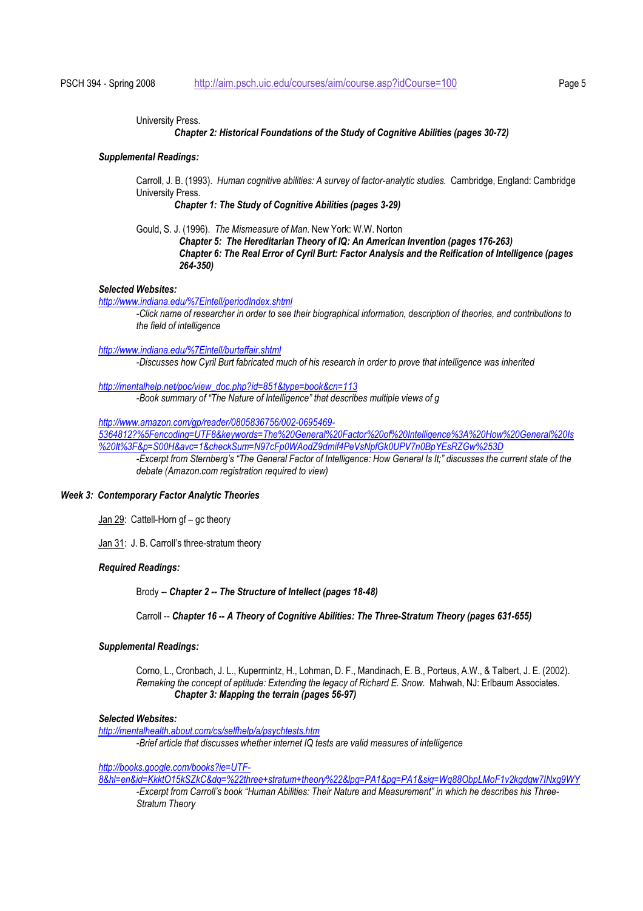University Press.

***Chapter 2: Historical Foundations of the Study of Cognitive Abilities (pages 30-72)***

***Supplemental Readings:***

Carroll, J. B. (1993). *Human cognitive abilities: A survey of factor-analytic studies.* Cambridge, England: Cambridge University Press.

***Chapter 1: The Study of Cognitive Abilities (pages 3-29)***

Gould, S. J. (1996). *The Mismeasure of Man*. New York: W.W. Norton

***Chapter 5: The Hereditarian Theory of IQ: An American Invention (pages 176-263)***

***Chapter 6: The Real Error of Cyril Burt: Factor Analysis and the Reification of Intelligence (pages 264-350)***

***Selected Websites:***

*http://www.indiana.edu/%7Eintell/periodIndex.shtml*

*-Click name of researcher in order to see their biographical information, description of theories, and contributions to the field of intelligence*

*http://www.indiana.edu/%7Eintell/burtaffair.shtml*

*-Discusses how Cyril Burt fabricated much of his research in order to prove that intelligence was inherited*

*http://mentalhelp.net/poc/view_doc.php?id=851&type=book&cn=113*

*-Book summary of "The Nature of Intelligence" that describes multiple views of g*

*http://www.amazon.com/gp/reader/0805836756/002-0695469-5364812?%5Fencoding=UTF8&keywords=The%20General%20Factor%20of%20Intelligence%3A%20How%20General%20Is%20It%3F&p=S00H&avc=1&checkSum=N97cFp0WAodZ9dmif4PeVsNpfGk0UPV7n0BpYEsRZGw%253D*

*-Excerpt from Sternberg's "The General Factor of Intelligence: How General Is It;" discusses the current state of the debate (Amazon.com registration required to view)*

***Week 3: Contemporary Factor Analytic Theories***

Jan 29: Cattell-Horn gf – gc theory

Jan 31: J. B. Carroll's three-stratum theory

***Required Readings:***

Brody -- ***Chapter 2 -- The Structure of Intellect (pages 18-48)***

Carroll -- ***Chapter 16 -- A Theory of Cognitive Abilities: The Three-Stratum Theory (pages 631-655)***

***Supplemental Readings:***

Corno, L., Cronbach, J. L., Kupermintz, H., Lohman, D. F., Mandinach, E. B., Porteus, A.W., & Talbert, J. E. (2002). *Remaking the concept of aptitude: Extending the legacy of Richard E. Snow.* Mahwah, NJ: Erlbaum Associates.

***Chapter 3: Mapping the terrain (pages 56-97)***

***Selected Websites:***

*http://mentalhealth.about.com/cs/selfhelp/a/psychtests.htm*

*-Brief article that discusses whether internet IQ tests are valid measures of intelligence*

*http://books.google.com/books?ie=UTF-8&hl=en&id=KkktO15kSZkC&dq=%22three+stratum+theory%22&lpg=PA1&pg=PA1&sig=Wq88ObpLMoF1v2kgdgw7INxg9WY*

*-Excerpt from Carroll's book "Human Abilities: Their Nature and Measurement" in which he describes his Three-Stratum Theory*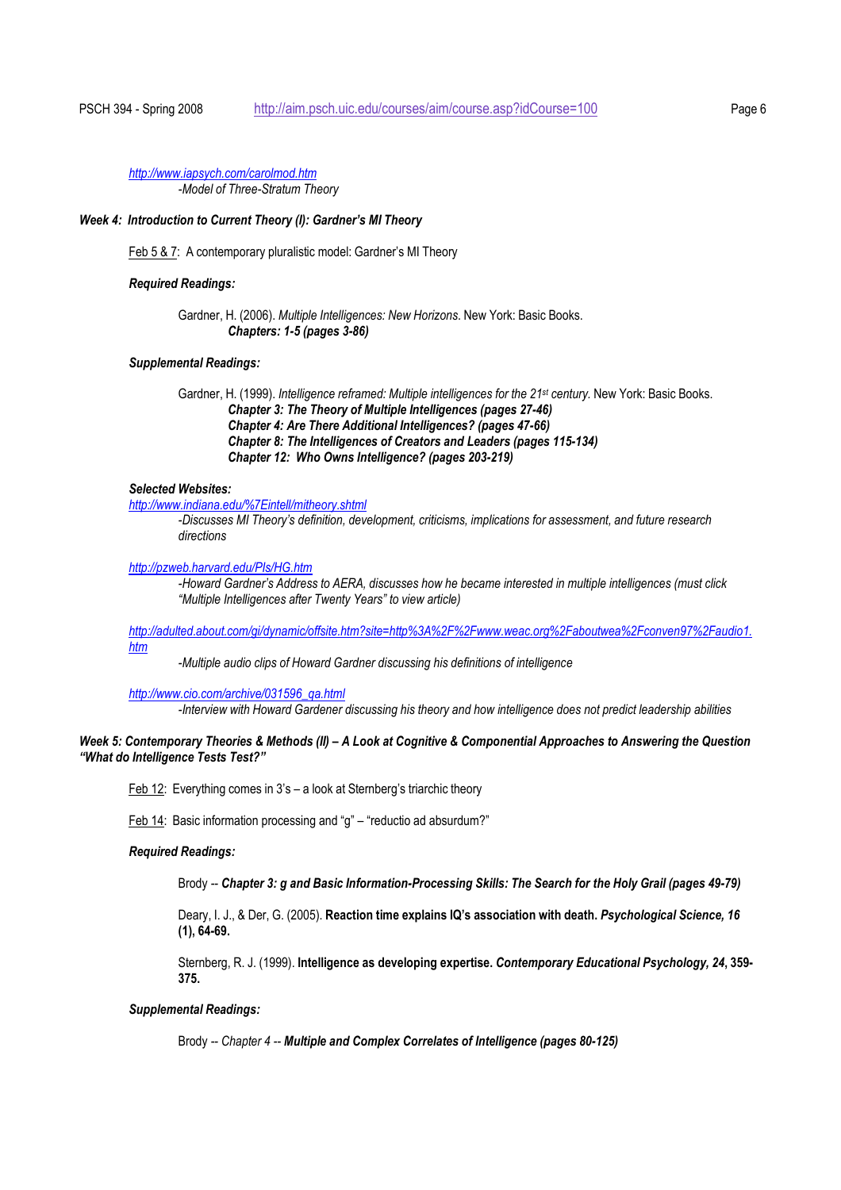*http://www.iapsych.com/carolmod.htm*

*-Model of Three-Stratum Theory*

### *Week 4: Introduction to Current Theory (I): Gardner's MI Theory*

Feb 5 & 7: A contemporary pluralistic model: Gardner's MI Theory

***Required Readings:***

Gardner, H. (2006). *Multiple Intelligences: New Horizons*. New York: Basic Books.
***Chapters: 1-5 (pages 3-86)***

***Supplemental Readings:***

Gardner, H. (1999). *Intelligence reframed: Multiple intelligences for the 21st century.* New York: Basic Books.
***Chapter 3: The Theory of Multiple Intelligences (pages 27-46)***
***Chapter 4: Are There Additional Intelligences? (pages 47-66)***
***Chapter 8: The Intelligences of Creators and Leaders (pages 115-134)***
***Chapter 12: Who Owns Intelligence? (pages 203-219)***

***Selected Websites:***

*http://www.indiana.edu/%7Eintell/mitheory.shtml*
*-Discusses MI Theory's definition, development, criticisms, implications for assessment, and future research directions*

*http://pzweb.harvard.edu/PIs/HG.htm*
*-Howard Gardner's Address to AERA, discusses how he became interested in multiple intelligences (must click "Multiple Intelligences after Twenty Years" to view article)*

*http://adulted.about.com/gi/dynamic/offsite.htm?site=http%3A%2F%2Fwww.weac.org%2Faboutwea%2Fconven97%2Faudio1.htm*
*-Multiple audio clips of Howard Gardner discussing his definitions of intelligence*

*http://www.cio.com/archive/031596_qa.html*
*-Interview with Howard Gardener discussing his theory and how intelligence does not predict leadership abilities*

### *Week 5: Contemporary Theories & Methods (II) – A Look at Cognitive & Componential Approaches to Answering the Question "What do Intelligence Tests Test?"*

Feb 12: Everything comes in 3's – a look at Sternberg's triarchic theory

Feb 14: Basic information processing and "g" – "reductio ad absurdum?"

***Required Readings:***

Brody -- ***Chapter 3: g and Basic Information-Processing Skills: The Search for the Holy Grail (pages 49-79)***

Deary, I. J., & Der, G. (2005). **Reaction time explains IQ's association with death. *Psychological Science, 16* (1), 64-69.**

Sternberg, R. J. (1999). **Intelligence as developing expertise. *Contemporary Educational Psychology, 24*, 359-375.**

***Supplemental Readings:***

Brody -- *Chapter 4* -- ***Multiple and Complex Correlates of Intelligence (pages 80-125)***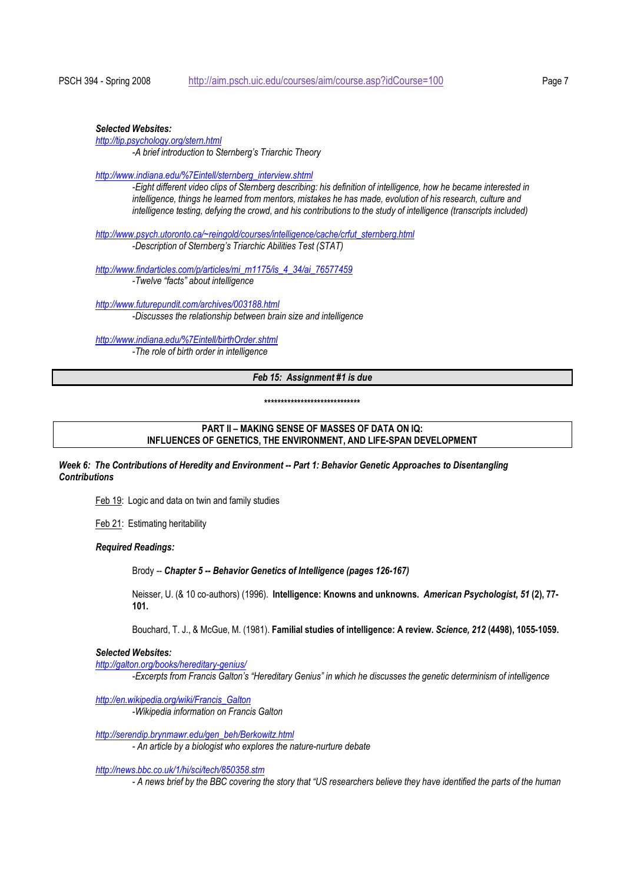***Selected Websites:***

http://tip.psychology.org/stern.html

*-A brief introduction to Sternberg's Triarchic Theory*

http://www.indiana.edu/%7Eintell/sternberg_interview.shtml

*-Eight different video clips of Sternberg describing: his definition of intelligence, how he became interested in intelligence, things he learned from mentors, mistakes he has made, evolution of his research, culture and intelligence testing, defying the crowd, and his contributions to the study of intelligence (transcripts included)*

http://www.psych.utoronto.ca/~reingold/courses/intelligence/cache/crfut_sternberg.html

*-Description of Sternberg's Triarchic Abilities Test (STAT)*

http://www.findarticles.com/p/articles/mi_m1175/is_4_34/ai_76577459

*-Twelve "facts" about intelligence*

http://www.futurepundit.com/archives/003188.html

*-Discusses the relationship between brain size and intelligence*

http://www.indiana.edu/%7Eintell/birthOrder.shtml

*-The role of birth order in intelligence*

***Feb 15: Assignment #1 is due***

*****************************

**PART II – MAKING SENSE OF MASSES OF DATA ON IQ:
INFLUENCES OF GENETICS, THE ENVIRONMENT, AND LIFE-SPAN DEVELOPMENT**

***Week 6: The Contributions of Heredity and Environment -- Part 1: Behavior Genetic Approaches to Disentangling Contributions***

Feb 19: Logic and data on twin and family studies

Feb 21: Estimating heritability

***Required Readings:***

Brody -- ***Chapter 5 -- Behavior Genetics of Intelligence (pages 126-167)***

Neisser, U. (& 10 co-authors) (1996). **Intelligence: Knowns and unknowns.** ***American Psychologist, 51* (2), 77-101.**

Bouchard, T. J., & McGue, M. (1981). **Familial studies of intelligence: A review. *Science, 212* (4498), 1055-1059.**

***Selected Websites:***

http://galton.org/books/hereditary-genius/

*-Excerpts from Francis Galton's "Hereditary Genius" in which he discusses the genetic determinism of intelligence*

http://en.wikipedia.org/wiki/Francis_Galton

*-Wikipedia information on Francis Galton*

http://serendip.brynmawr.edu/gen_beh/Berkowitz.html

*- An article by a biologist who explores the nature-nurture debate*

http://news.bbc.co.uk/1/hi/sci/tech/850358.stm

*- A news brief by the BBC covering the story that "US researchers believe they have identified the parts of the human*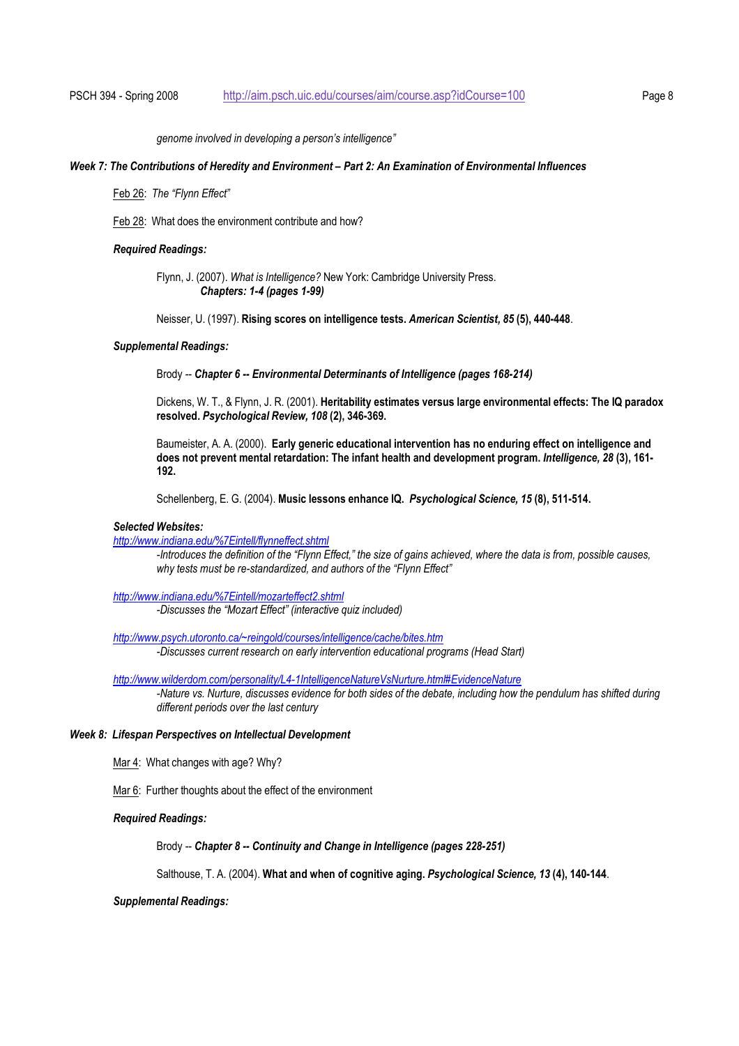*genome involved in developing a person's intelligence"*

***Week 7: The Contributions of Heredity and Environment – Part 2: An Examination of Environmental Influences***

Feb 26: *The "Flynn Effect"*

Feb 28: What does the environment contribute and how?

***Required Readings:***

Flynn, J. (2007). *What is Intelligence?* New York: Cambridge University Press.
***Chapters: 1-4 (pages 1-99)***

Neisser, U. (1997). **Rising scores on intelligence tests. *American Scientist, 85* (5), 440-448**.

***Supplemental Readings:***

Brody -- ***Chapter 6 -- Environmental Determinants of Intelligence (pages 168-214)***

Dickens, W. T., & Flynn, J. R. (2001). **Heritability estimates versus large environmental effects: The IQ paradox resolved. *Psychological Review, 108* (2), 346-369.**

Baumeister, A. A. (2000). **Early generic educational intervention has no enduring effect on intelligence and does not prevent mental retardation: The infant health and development program. *Intelligence, 28* (3), 161-192.**

Schellenberg, E. G. (2004). **Music lessons enhance IQ. *Psychological Science, 15* (8), 511-514.**

***Selected Websites:***

*http://www.indiana.edu/%7Eintell/flynneffect.shtml*
*-Introduces the definition of the "Flynn Effect," the size of gains achieved, where the data is from, possible causes, why tests must be re-standardized, and authors of the "Flynn Effect"*

*http://www.indiana.edu/%7Eintell/mozarteffect2.shtml*
*-Discusses the "Mozart Effect" (interactive quiz included)*

*http://www.psych.utoronto.ca/~reingold/courses/intelligence/cache/bites.htm*
*-Discusses current research on early intervention educational programs (Head Start)*

*http://www.wilderdom.com/personality/L4-1IntelligenceNatureVsNurture.html#EvidenceNature*
*-Nature vs. Nurture, discusses evidence for both sides of the debate, including how the pendulum has shifted during different periods over the last century*

***Week 8: Lifespan Perspectives on Intellectual Development***

Mar 4: What changes with age? Why?

Mar 6: Further thoughts about the effect of the environment

***Required Readings:***

Brody -- ***Chapter 8 -- Continuity and Change in Intelligence (pages 228-251)***

Salthouse, T. A. (2004). **What and when of cognitive aging. *Psychological Science, 13* (4), 140-144**.

***Supplemental Readings:***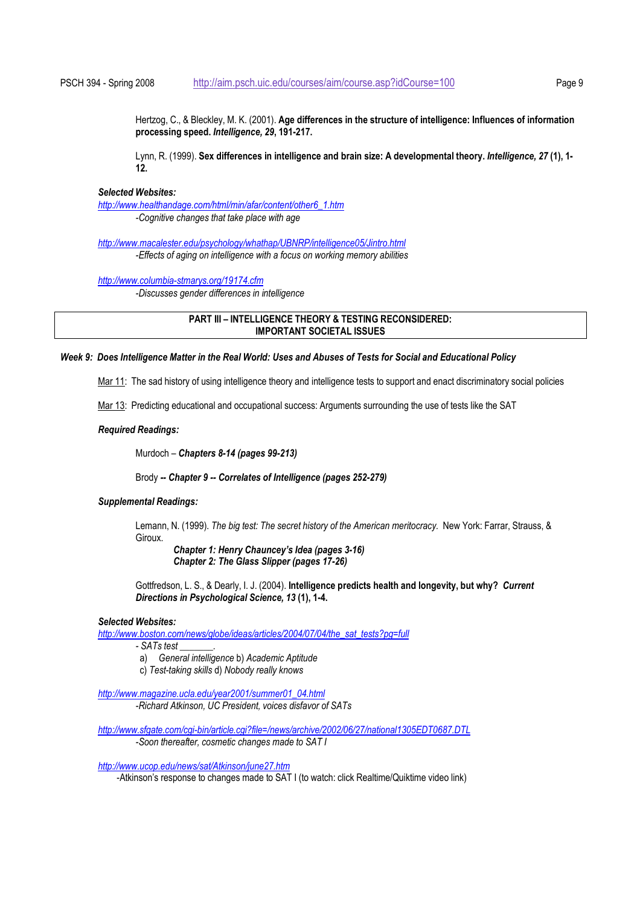Hertzog, C., & Bleckley, M. K. (2001). **Age differences in the structure of intelligence: Influences of information processing speed.** ***Intelligence, 29*****, 191-217.**

Lynn, R. (1999). **Sex differences in intelligence and brain size: A developmental theory.** ***Intelligence, 27*** **(1), 1-12.**

***Selected Websites:***

*http://www.healthandage.com/html/min/afar/content/other6_1.htm*
*-Cognitive changes that take place with age*

*http://www.macalester.edu/psychology/whathap/UBNRP/intelligence05/Jintro.html*
*-Effects of aging on intelligence with a focus on working memory abilities*

*http://www.columbia-stmarys.org/19174.cfm*
*-Discusses gender differences in intelligence*

## PART III – INTELLIGENCE THEORY & TESTING RECONSIDERED: IMPORTANT SOCIETAL ISSUES

### *Week 9: Does Intelligence Matter in the Real World: Uses and Abuses of Tests for Social and Educational Policy*

Mar 11: The sad history of using intelligence theory and intelligence tests to support and enact discriminatory social policies

Mar 13: Predicting educational and occupational success: Arguments surrounding the use of tests like the SAT

***Required Readings:***

Murdoch – ***Chapters 8-14 (pages 99-213)***

Brody ***-- Chapter 9 -- Correlates of Intelligence (pages 252-279)***

***Supplemental Readings:***

Lemann, N. (1999). *The big test: The secret history of the American meritocracy.* New York: Farrar, Strauss, & Giroux.

***Chapter 1: Henry Chauncey's Idea (pages 3-16)***
***Chapter 2: The Glass Slipper (pages 17-26)***

Gottfredson, L. S., & Dearly, I. J. (2004). **Intelligence predicts health and longevity, but why?** ***Current Directions in Psychological Science, 13*** **(1), 1-4.**

***Selected Websites:***

*http://www.boston.com/news/globe/ideas/articles/2004/07/04/the_sat_tests?pg=full*
*- SATs test _______.*
a) *General intelligence* b) *Academic Aptitude*
c) *Test-taking skills* d) *Nobody really knows*

*http://www.magazine.ucla.edu/year2001/summer01_04.html*
*-Richard Atkinson, UC President, voices disfavor of SATs*

*http://www.sfgate.com/cgi-bin/article.cgi?file=/news/archive/2002/06/27/national1305EDT0687.DTL*
*-Soon thereafter, cosmetic changes made to SAT I*

*http://www.ucop.edu/news/sat/Atkinson/june27.htm*
-Atkinson's response to changes made to SAT I (to watch: click Realtime/Quiktime video link)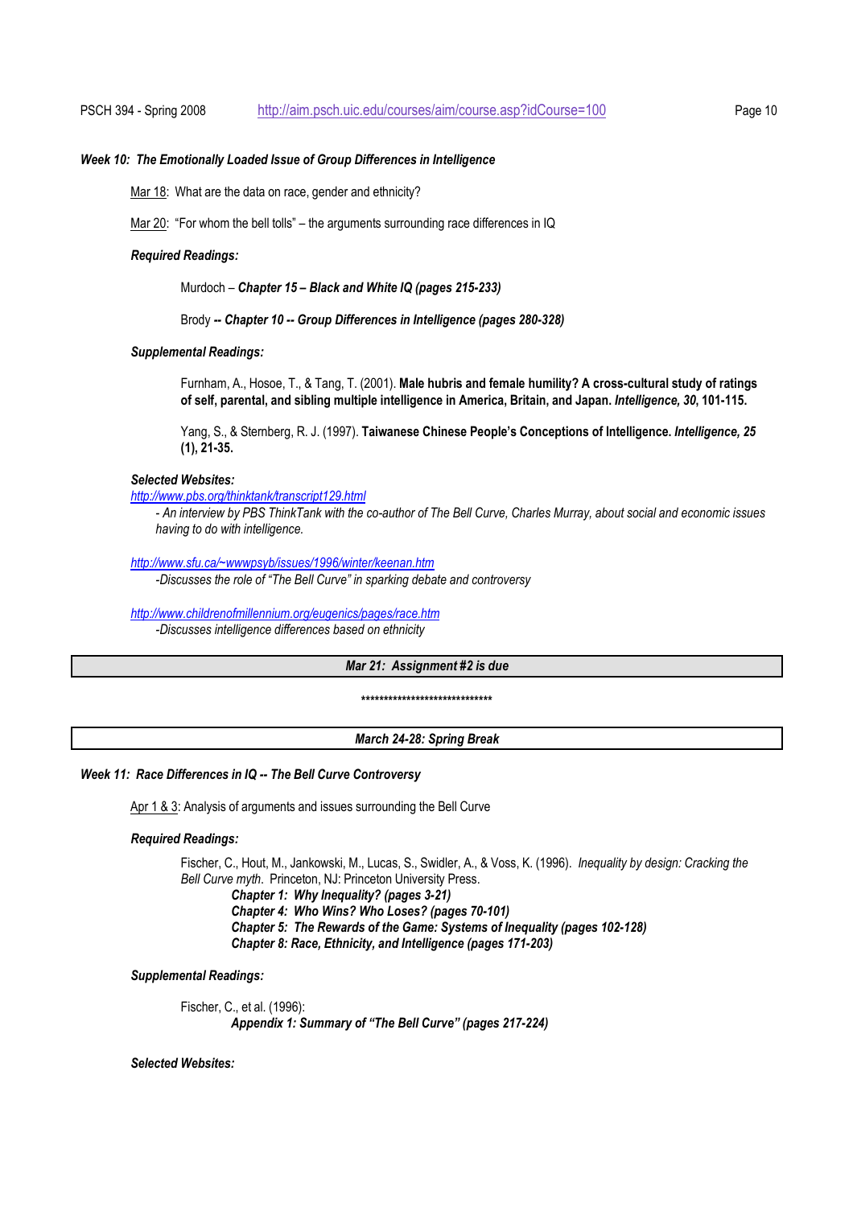### *Week 10: The Emotionally Loaded Issue of Group Differences in Intelligence*

Mar 18: What are the data on race, gender and ethnicity?

Mar 20: "For whom the bell tolls" – the arguments surrounding race differences in IQ

***Required Readings:***

Murdoch – ***Chapter 15 – Black and White IQ (pages 215-233)***

Brody ***-- Chapter 10 -- Group Differences in Intelligence (pages 280-328)***

***Supplemental Readings:***

Furnham, A., Hosoe, T., & Tang, T. (2001). **Male hubris and female humility? A cross-cultural study of ratings of self, parental, and sibling multiple intelligence in America, Britain, and Japan. *Intelligence, 30*, 101-115.**

Yang, S., & Sternberg, R. J. (1997). **Taiwanese Chinese People's Conceptions of Intelligence. *Intelligence, 25* (1), 21-35.**

***Selected Websites:***

http://www.pbs.org/thinktank/transcript129.html
*- An interview by PBS ThinkTank with the co-author of The Bell Curve, Charles Murray, about social and economic issues having to do with intelligence.*

http://www.sfu.ca/~wwwpsyb/issues/1996/winter/keenan.htm
*-Discusses the role of "The Bell Curve" in sparking debate and controversy*

http://www.childrenofmillennium.org/eugenics/pages/race.htm
*-Discusses intelligence differences based on ethnicity*

***Mar 21: Assignment #2 is due***

*****************************

***March 24-28: Spring Break***

### *Week 11: Race Differences in IQ -- The Bell Curve Controversy*

Apr 1 & 3: Analysis of arguments and issues surrounding the Bell Curve

***Required Readings:***

Fischer, C., Hout, M., Jankowski, M., Lucas, S., Swidler, A., & Voss, K. (1996). *Inequality by design: Cracking the Bell Curve myth*. Princeton, NJ: Princeton University Press.

***Chapter 1: Why Inequality? (pages 3-21)***
***Chapter 4: Who Wins? Who Loses? (pages 70-101)***
***Chapter 5: The Rewards of the Game: Systems of Inequality (pages 102-128)***
***Chapter 8: Race, Ethnicity, and Intelligence (pages 171-203)***

***Supplemental Readings:***

Fischer, C., et al. (1996):
***Appendix 1: Summary of "The Bell Curve" (pages 217-224)***

***Selected Websites:***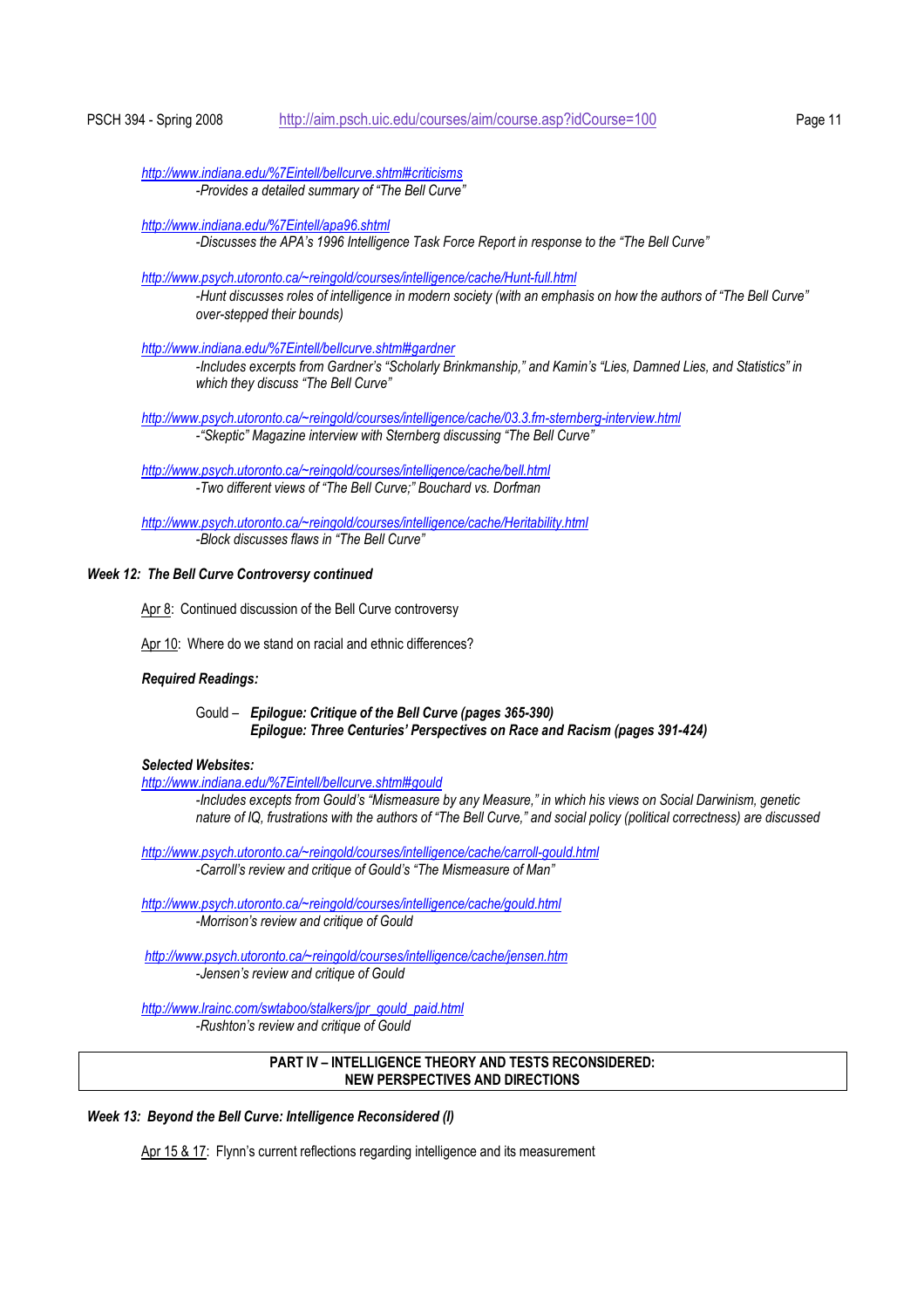*http://www.indiana.edu/%7Eintell/bellcurve.shtml#criticisms*
*-Provides a detailed summary of "The Bell Curve"*

*http://www.indiana.edu/%7Eintell/apa96.shtml*
*-Discusses the APA's 1996 Intelligence Task Force Report in response to the "The Bell Curve"*

*http://www.psych.utoronto.ca/~reingold/courses/intelligence/cache/Hunt-full.html*
*-Hunt discusses roles of intelligence in modern society (with an emphasis on how the authors of "The Bell Curve" over-stepped their bounds)*

*http://www.indiana.edu/%7Eintell/bellcurve.shtml#gardner*
*-Includes excerpts from Gardner's "Scholarly Brinkmanship," and Kamin's "Lies, Damned Lies, and Statistics" in which they discuss "The Bell Curve"*

*http://www.psych.utoronto.ca/~reingold/courses/intelligence/cache/03.3.fm-sternberg-interview.html*
*-"Skeptic" Magazine interview with Sternberg discussing "The Bell Curve"*

*http://www.psych.utoronto.ca/~reingold/courses/intelligence/cache/bell.html*
*-Two different views of "The Bell Curve;" Bouchard vs. Dorfman*

*http://www.psych.utoronto.ca/~reingold/courses/intelligence/cache/Heritability.html*
*-Block discusses flaws in "The Bell Curve"*

### *Week 12: The Bell Curve Controversy continued*

Apr 8: Continued discussion of the Bell Curve controversy

Apr 10: Where do we stand on racial and ethnic differences?

***Required Readings:***

Gould – ***Epilogue: Critique of the Bell Curve (pages 365-390)***
***Epilogue: Three Centuries' Perspectives on Race and Racism (pages 391-424)***

***Selected Websites:***

*http://www.indiana.edu/%7Eintell/bellcurve.shtml#gould*
*-Includes excepts from Gould's "Mismeasure by any Measure," in which his views on Social Darwinism, genetic nature of IQ, frustrations with the authors of "The Bell Curve," and social policy (political correctness) are discussed*

*http://www.psych.utoronto.ca/~reingold/courses/intelligence/cache/carroll-gould.html*
*-Carroll's review and critique of Gould's "The Mismeasure of Man"*

*http://www.psych.utoronto.ca/~reingold/courses/intelligence/cache/gould.html*
*-Morrison's review and critique of Gould*

*http://www.psych.utoronto.ca/~reingold/courses/intelligence/cache/jensen.htm*
*-Jensen's review and critique of Gould*

*http://www.lrainc.com/swtaboo/stalkers/jpr_gould_paid.html*
*-Rushton's review and critique of Gould*

## PART IV – INTELLIGENCE THEORY AND TESTS RECONSIDERED: NEW PERSPECTIVES AND DIRECTIONS

### *Week 13: Beyond the Bell Curve: Intelligence Reconsidered (I)*

Apr 15 & 17: Flynn's current reflections regarding intelligence and its measurement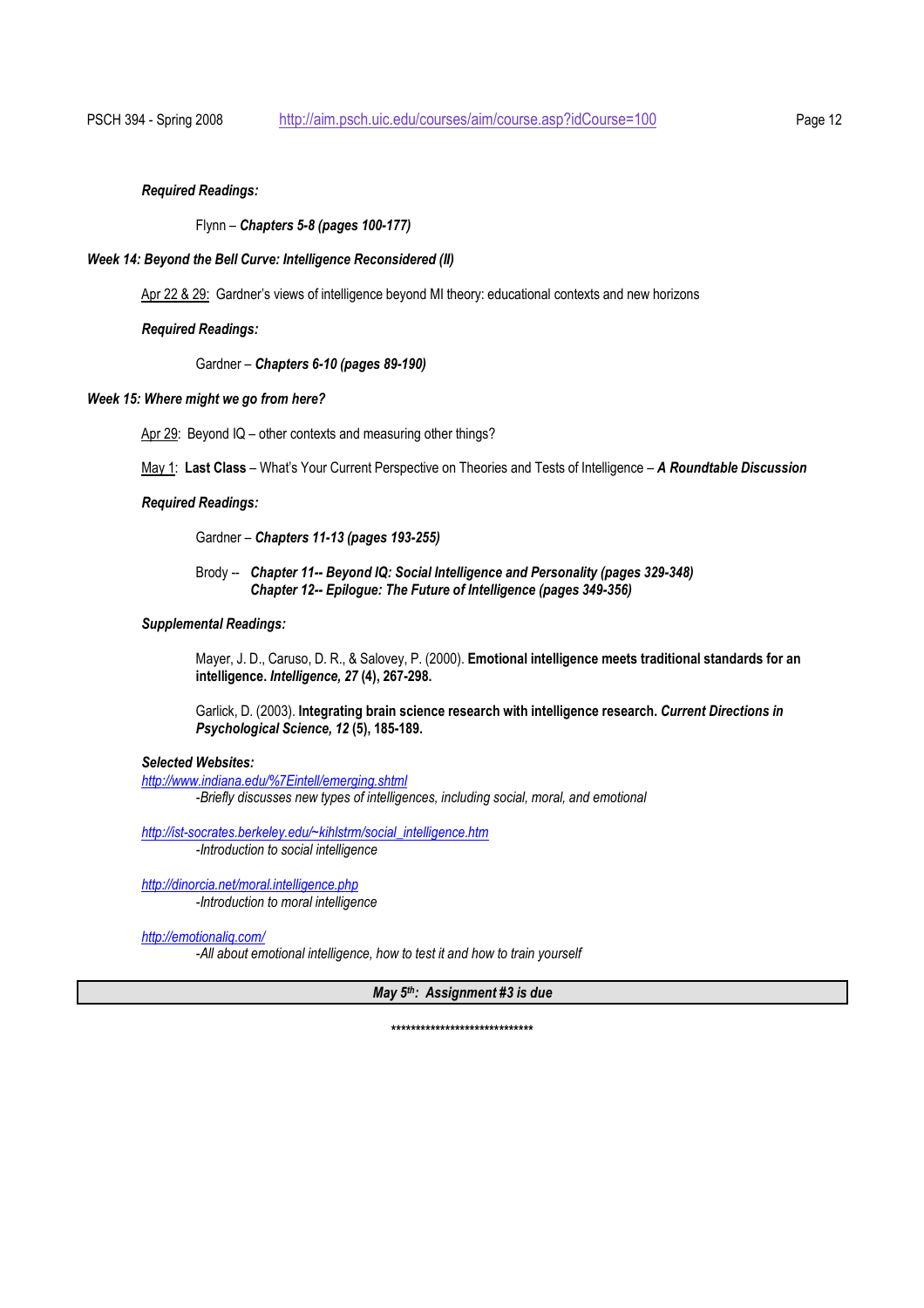***Required Readings:***

Flynn – ***Chapters 5-8 (pages 100-177)***

### *Week 14: Beyond the Bell Curve: Intelligence Reconsidered (II)*

Apr 22 & 29: Gardner's views of intelligence beyond MI theory: educational contexts and new horizons

***Required Readings:***

Gardner – ***Chapters 6-10 (pages 89-190)***

### *Week 15: Where might we go from here?*

Apr 29: Beyond IQ – other contexts and measuring other things?

May 1: **Last Class** – What's Your Current Perspective on Theories and Tests of Intelligence – ***A Roundtable Discussion***

***Required Readings:***

Gardner – ***Chapters 11-13 (pages 193-255)***

Brody -- ***Chapter 11-- Beyond IQ: Social Intelligence and Personality (pages 329-348)***
***Chapter 12-- Epilogue: The Future of Intelligence (pages 349-356)***

***Supplemental Readings:***

Mayer, J. D., Caruso, D. R., & Salovey, P. (2000). **Emotional intelligence meets traditional standards for an intelligence. *Intelligence, 27* (4), 267-298.**

Garlick, D. (2003). **Integrating brain science research with intelligence research. *Current Directions in Psychological Science, 12* (5), 185-189.**

***Selected Websites:***

http://www.indiana.edu/%7Eintell/emerging.shtml
*-Briefly discusses new types of intelligences, including social, moral, and emotional*

http://ist-socrates.berkeley.edu/~kihlstrm/social_intelligence.htm
*-Introduction to social intelligence*

http://dinorcia.net/moral.intelligence.php
*-Introduction to moral intelligence*

http://emotionaliq.com/
*-All about emotional intelligence, how to test it and how to train yourself*

***May 5th: Assignment #3 is due***

\*\*\*\*\*\*\*\*\*\*\*\*\*\*\*\*\*\*\*\*\*\*\*\*\*\*\*\*\*